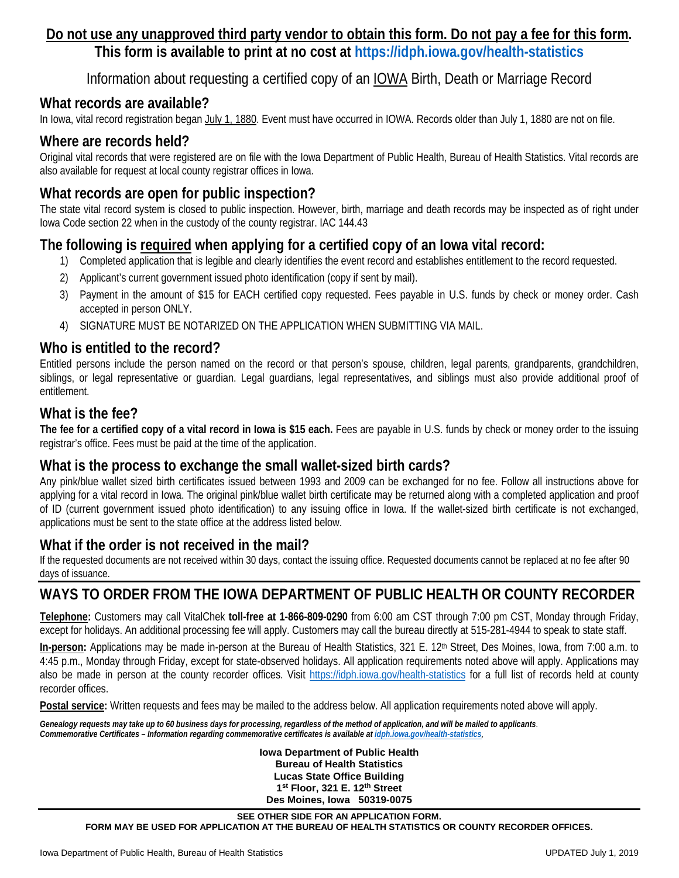**Do not use any unapproved third party vendor to obtain this form. Do not pay a fee for this form.**
**This form is available to print at no cost at https://idph.iowa.gov/health-statistics**

# Information about requesting a certified copy of an IOWA Birth, Death or Marriage Record

## What records are available?

In Iowa, vital record registration began July 1, 1880. Event must have occurred in IOWA. Records older than July 1, 1880 are not on file.

## Where are records held?

Original vital records that were registered are on file with the Iowa Department of Public Health, Bureau of Health Statistics. Vital records are also available for request at local county registrar offices in Iowa.

## What records are open for public inspection?

The state vital record system is closed to public inspection. However, birth, marriage and death records may be inspected as of right under Iowa Code section 22 when in the custody of the county registrar. IAC 144.43

## The following is required when applying for a certified copy of an Iowa vital record:

1) Completed application that is legible and clearly identifies the event record and establishes entitlement to the record requested.
2) Applicant's current government issued photo identification (copy if sent by mail).
3) Payment in the amount of $15 for EACH certified copy requested. Fees payable in U.S. funds by check or money order. Cash accepted in person ONLY.
4) SIGNATURE MUST BE NOTARIZED ON THE APPLICATION WHEN SUBMITTING VIA MAIL.

## Who is entitled to the record?

Entitled persons include the person named on the record or that person's spouse, children, legal parents, grandparents, grandchildren, siblings, or legal representative or guardian. Legal guardians, legal representatives, and siblings must also provide additional proof of entitlement.

## What is the fee?

**The fee for a certified copy of a vital record in Iowa is $15 each.** Fees are payable in U.S. funds by check or money order to the issuing registrar's office. Fees must be paid at the time of the application.

## What is the process to exchange the small wallet-sized birth cards?

Any pink/blue wallet sized birth certificates issued between 1993 and 2009 can be exchanged for no fee. Follow all instructions above for applying for a vital record in Iowa. The original pink/blue wallet birth certificate may be returned along with a completed application and proof of ID (current government issued photo identification) to any issuing office in Iowa. If the wallet-sized birth certificate is not exchanged, applications must be sent to the state office at the address listed below.

## What if the order is not received in the mail?

If the requested documents are not received within 30 days, contact the issuing office. Requested documents cannot be replaced at no fee after 90 days of issuance.

## WAYS TO ORDER FROM THE IOWA DEPARTMENT OF PUBLIC HEALTH OR COUNTY RECORDER

**Telephone:** Customers may call VitalChek **toll-free at 1-866-809-0290** from 6:00 am CST through 7:00 pm CST, Monday through Friday, except for holidays. An additional processing fee will apply. Customers may call the bureau directly at 515-281-4944 to speak to state staff.

**In-person:** Applications may be made in-person at the Bureau of Health Statistics, 321 E. 12th Street, Des Moines, Iowa, from 7:00 a.m. to 4:45 p.m., Monday through Friday, except for state-observed holidays. All application requirements noted above will apply. Applications may also be made in person at the county recorder offices. Visit https://idph.iowa.gov/health-statistics for a full list of records held at county recorder offices.

**Postal service:** Written requests and fees may be mailed to the address below. All application requirements noted above will apply.

***Genealogy requests may take up to 60 business days for processing, regardless of the method of application, and will be mailed to applicants.***
***Commemorative Certificates – Information regarding commemorative certificates is available at idph.iowa.gov/health-statistics.***

**Iowa Department of Public Health**
**Bureau of Health Statistics**
**Lucas State Office Building**
**1st Floor, 321 E. 12th Street**
**Des Moines, Iowa 50319-0075**

**SEE OTHER SIDE FOR AN APPLICATION FORM.**
**FORM MAY BE USED FOR APPLICATION AT THE BUREAU OF HEALTH STATISTICS OR COUNTY RECORDER OFFICES.**

Iowa Department of Public Health, Bureau of Health Statistics — UPDATED July 1, 2019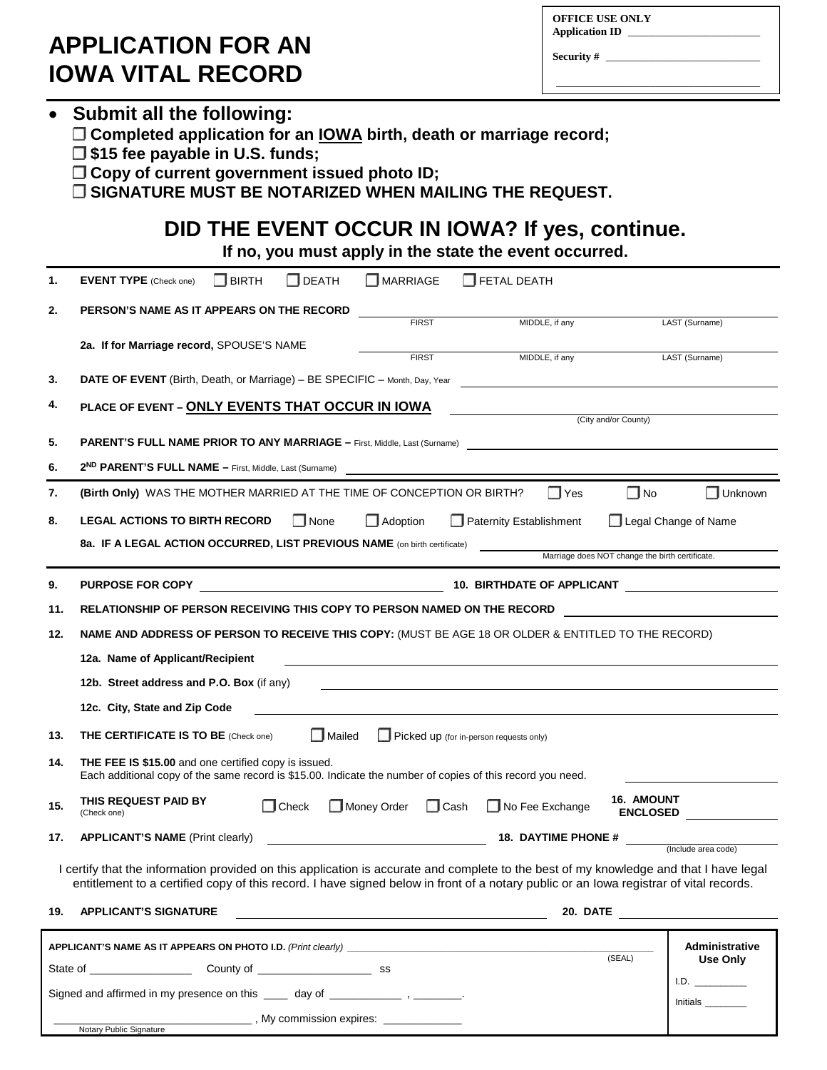# APPLICATION FOR AN IOWA VITAL RECORD

**OFFICE USE ONLY**
**Application ID** ____________________

**Security #** ____________________

____________________

- **Submit all the following:**
  - ☐ **Completed application for an IOWA birth, death or marriage record;**
  - ☐ **$15 fee payable in U.S. funds;**
  - ☐ **Copy of current government issued photo ID;**
  - ☐ **SIGNATURE MUST BE NOTARIZED WHEN MAILING THE REQUEST.**

## DID THE EVENT OCCUR IN IOWA? If yes, continue.

**If no, you must apply in the state the event occurred.**

**1. EVENT TYPE** (Check one) ☐ BIRTH ☐ DEATH ☐ MARRIAGE ☐ FETAL DEATH

**2. PERSON'S NAME AS IT APPEARS ON THE RECORD** ____________________ FIRST ____________________ MIDDLE, if any ____________________ LAST (Surname)

**2a. If for Marriage record,** SPOUSE'S NAME ____________________ FIRST ____________________ MIDDLE, if any ____________________ LAST (Surname)

**3. DATE OF EVENT** (Birth, Death, or Marriage) – BE SPECIFIC – Month, Day, Year ____________________

**4. PLACE OF EVENT – ONLY EVENTS THAT OCCUR IN IOWA** ____________________ (City and/or County)

**5. PARENT'S FULL NAME PRIOR TO ANY MARRIAGE –** First, Middle, Last (Surname) ____________________

**6. 2ND PARENT'S FULL NAME –** First, Middle, Last (Surname) ____________________

**7. (Birth Only)** WAS THE MOTHER MARRIED AT THE TIME OF CONCEPTION OR BIRTH? ☐ Yes ☐ No ☐ Unknown

**8. LEGAL ACTIONS TO BIRTH RECORD** ☐ None ☐ Adoption ☐ Paternity Establishment ☐ Legal Change of Name

**8a. IF A LEGAL ACTION OCCURRED, LIST PREVIOUS NAME** (on birth certificate) ____________________
Marriage does NOT change the birth certificate.

**9. PURPOSE FOR COPY** ____________________ **10. BIRTHDATE OF APPLICANT** ____________________

**11. RELATIONSHIP OF PERSON RECEIVING THIS COPY TO PERSON NAMED ON THE RECORD** ____________________

**12. NAME AND ADDRESS OF PERSON TO RECEIVE THIS COPY:** (MUST BE AGE 18 OR OLDER & ENTITLED TO THE RECORD)

**12a. Name of Applicant/Recipient** ____________________

**12b. Street address and P.O. Box** (if any) ____________________

**12c. City, State and Zip Code** ____________________

**13. THE CERTIFICATE IS TO BE** (Check one) ☐ Mailed ☐ Picked up (for in-person requests only)

**14. THE FEE IS $15.00** and one certified copy is issued.
Each additional copy of the same record is $15.00. Indicate the number of copies of this record you need. ____________________

**15. THIS REQUEST PAID BY** (Check one) ☐ Check ☐ Money Order ☐ Cash ☐ No Fee Exchange **16. AMOUNT ENCLOSED** ____________________

**17. APPLICANT'S NAME** (Print clearly) ____________________ **18. DAYTIME PHONE #** ____________________ (Include area code)

I certify that the information provided on this application is accurate and complete to the best of my knowledge and that I have legal entitlement to a certified copy of this record. I have signed below in front of a notary public or an Iowa registrar of vital records.

**19. APPLICANT'S SIGNATURE** ____________________ **20. DATE** ____________________

**APPLICANT'S NAME AS IT APPEARS ON PHOTO I.D.** *(Print clearly)* ____________________ (SEAL)

State of ____________________ County of ____________________ ss

Signed and affirmed in my presence on this ____ day of ____________, ________.

____________________, My commission expires: ____________
Notary Public Signature

**Administrative Use Only**

I.D. __________

Initials ________